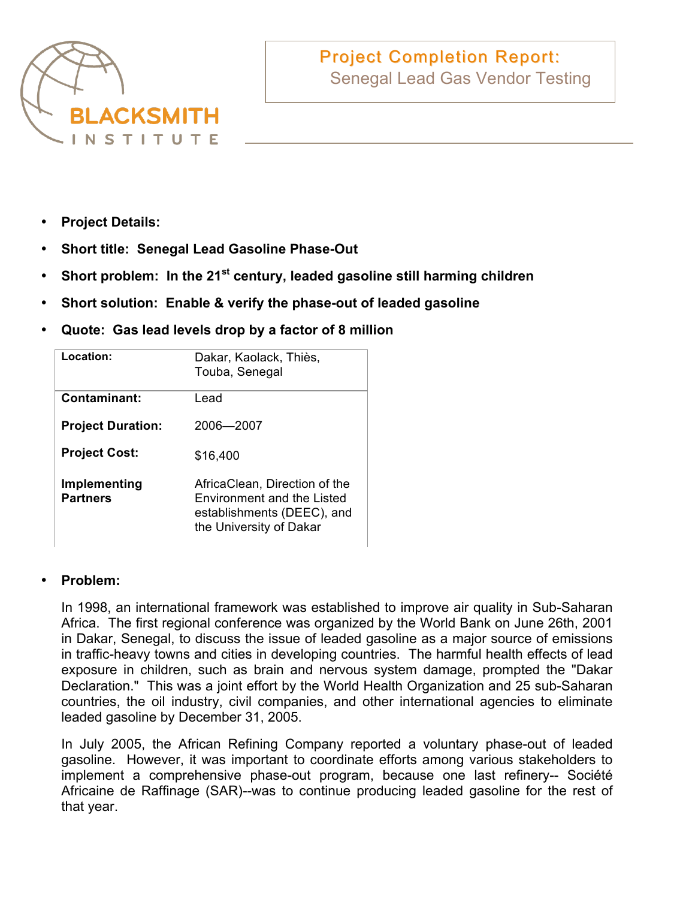# Project Completion Report: Senegal Lead Gas Vendor Testing

BLACKSMITH INSTITUTE

- **Project Details:**
- **Short title: Senegal Lead Gasoline Phase-Out**
- **Short problem: In the 21st century, leaded gasoline still harming children**
- **Short solution: Enable & verify the phase-out of leaded gasoline**
- **Quote: Gas lead levels drop by a factor of 8 million**

| | |
|---|---|
| **Location:** | Dakar, Kaolack, Thiès, Touba, Senegal |
| **Contaminant:** | Lead |
| **Project Duration:** | 2006—2007 |
| **Project Cost:** | $16,400 |
| **Implementing Partners** | AfricaClean, Direction of the Environment and the Listed establishments (DEEC), and the University of Dakar |

- **Problem:**

In 1998, an international framework was established to improve air quality in Sub-Saharan Africa. The first regional conference was organized by the World Bank on June 26th, 2001 in Dakar, Senegal, to discuss the issue of leaded gasoline as a major source of emissions in traffic-heavy towns and cities in developing countries. The harmful health effects of lead exposure in children, such as brain and nervous system damage, prompted the "Dakar Declaration." This was a joint effort by the World Health Organization and 25 sub-Saharan countries, the oil industry, civil companies, and other international agencies to eliminate leaded gasoline by December 31, 2005.

In July 2005, the African Refining Company reported a voluntary phase-out of leaded gasoline. However, it was important to coordinate efforts among various stakeholders to implement a comprehensive phase-out program, because one last refinery-- Société Africaine de Raffinage (SAR)--was to continue producing leaded gasoline for the rest of that year.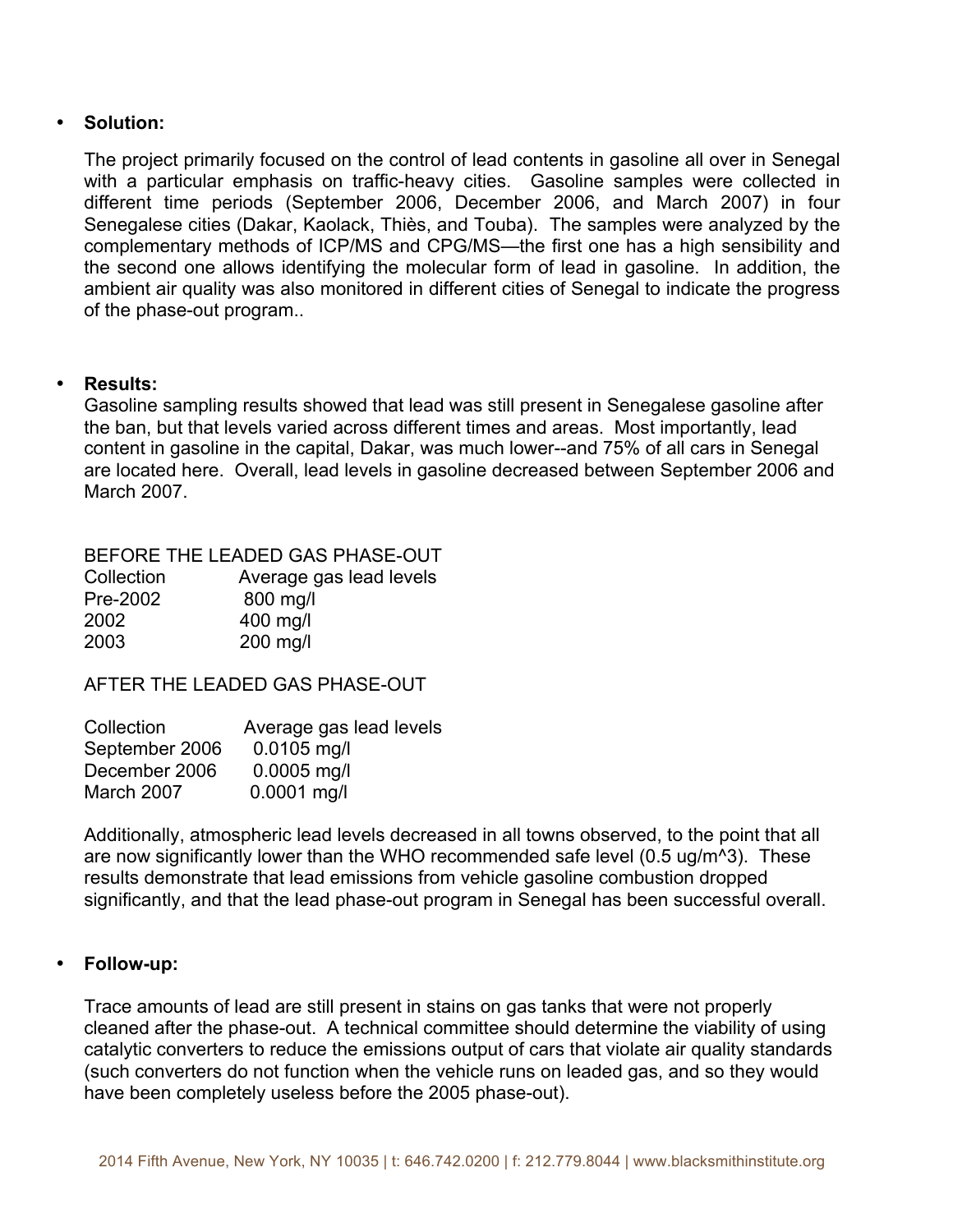- **Solution:**

  The project primarily focused on the control of lead contents in gasoline all over in Senegal with a particular emphasis on traffic-heavy cities. Gasoline samples were collected in different time periods (September 2006, December 2006, and March 2007) in four Senegalese cities (Dakar, Kaolack, Thiès, and Touba). The samples were analyzed by the complementary methods of ICP/MS and CPG/MS—the first one has a high sensibility and the second one allows identifying the molecular form of lead in gasoline. In addition, the ambient air quality was also monitored in different cities of Senegal to indicate the progress of the phase-out program..

- **Results:**

  Gasoline sampling results showed that lead was still present in Senegalese gasoline after the ban, but that levels varied across different times and areas. Most importantly, lead content in gasoline in the capital, Dakar, was much lower--and 75% of all cars in Senegal are located here. Overall, lead levels in gasoline decreased between September 2006 and March 2007.

  BEFORE THE LEADED GAS PHASE-OUT

  | Collection | Average gas lead levels |
  |---|---|
  | Pre-2002 | 800 mg/l |
  | 2002 | 400 mg/l |
  | 2003 | 200 mg/l |

  AFTER THE LEADED GAS PHASE-OUT

  | Collection | Average gas lead levels |
  |---|---|
  | September 2006 | 0.0105 mg/l |
  | December 2006 | 0.0005 mg/l |
  | March 2007 | 0.0001 mg/l |

  Additionally, atmospheric lead levels decreased in all towns observed, to the point that all are now significantly lower than the WHO recommended safe level (0.5 ug/m^3). These results demonstrate that lead emissions from vehicle gasoline combustion dropped significantly, and that the lead phase-out program in Senegal has been successful overall.

- **Follow-up:**

  Trace amounts of lead are still present in stains on gas tanks that were not properly cleaned after the phase-out. A technical committee should determine the viability of using catalytic converters to reduce the emissions output of cars that violate air quality standards (such converters do not function when the vehicle runs on leaded gas, and so they would have been completely useless before the 2005 phase-out).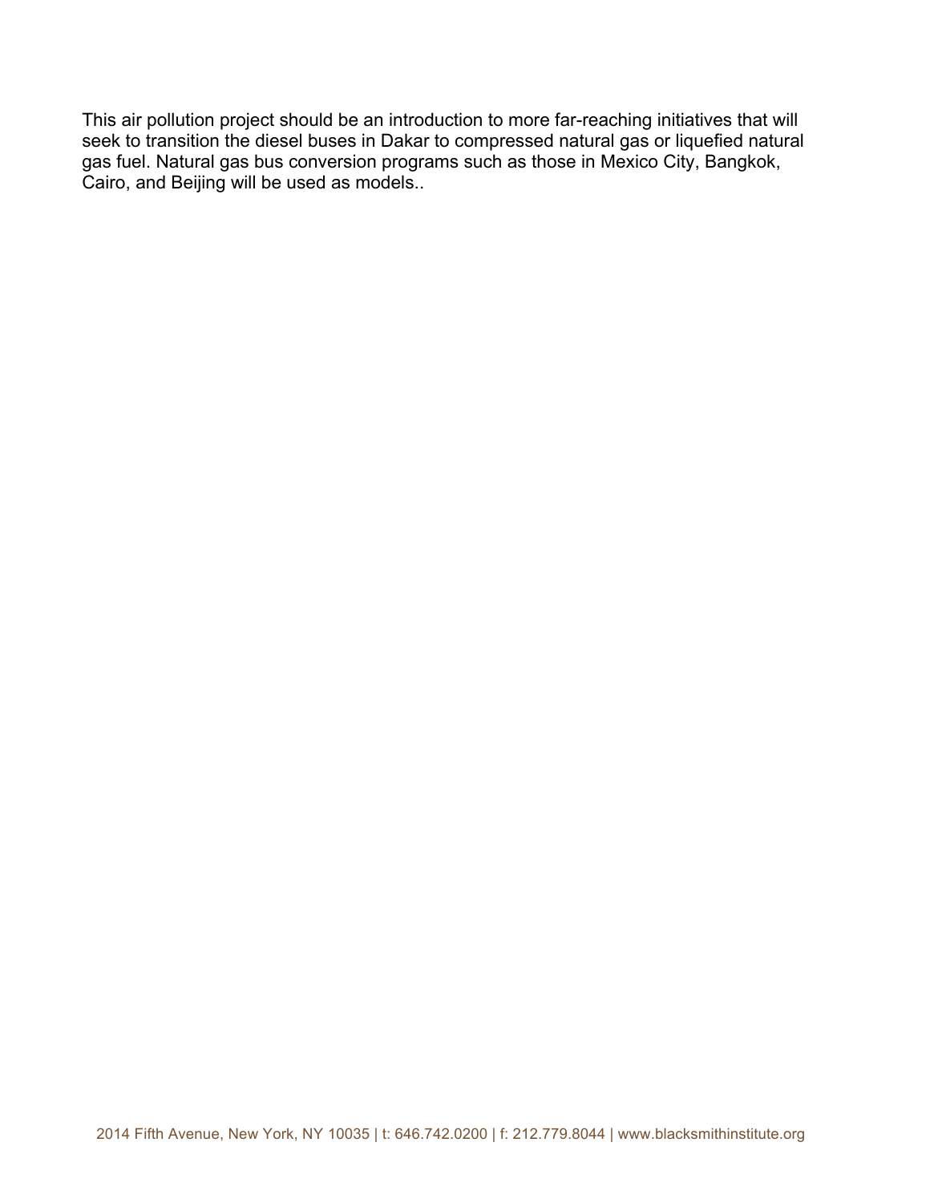This air pollution project should be an introduction to more far-reaching initiatives that will seek to transition the diesel buses in Dakar to compressed natural gas or liquefied natural gas fuel. Natural gas bus conversion programs such as those in Mexico City, Bangkok, Cairo, and Beijing will be used as models..